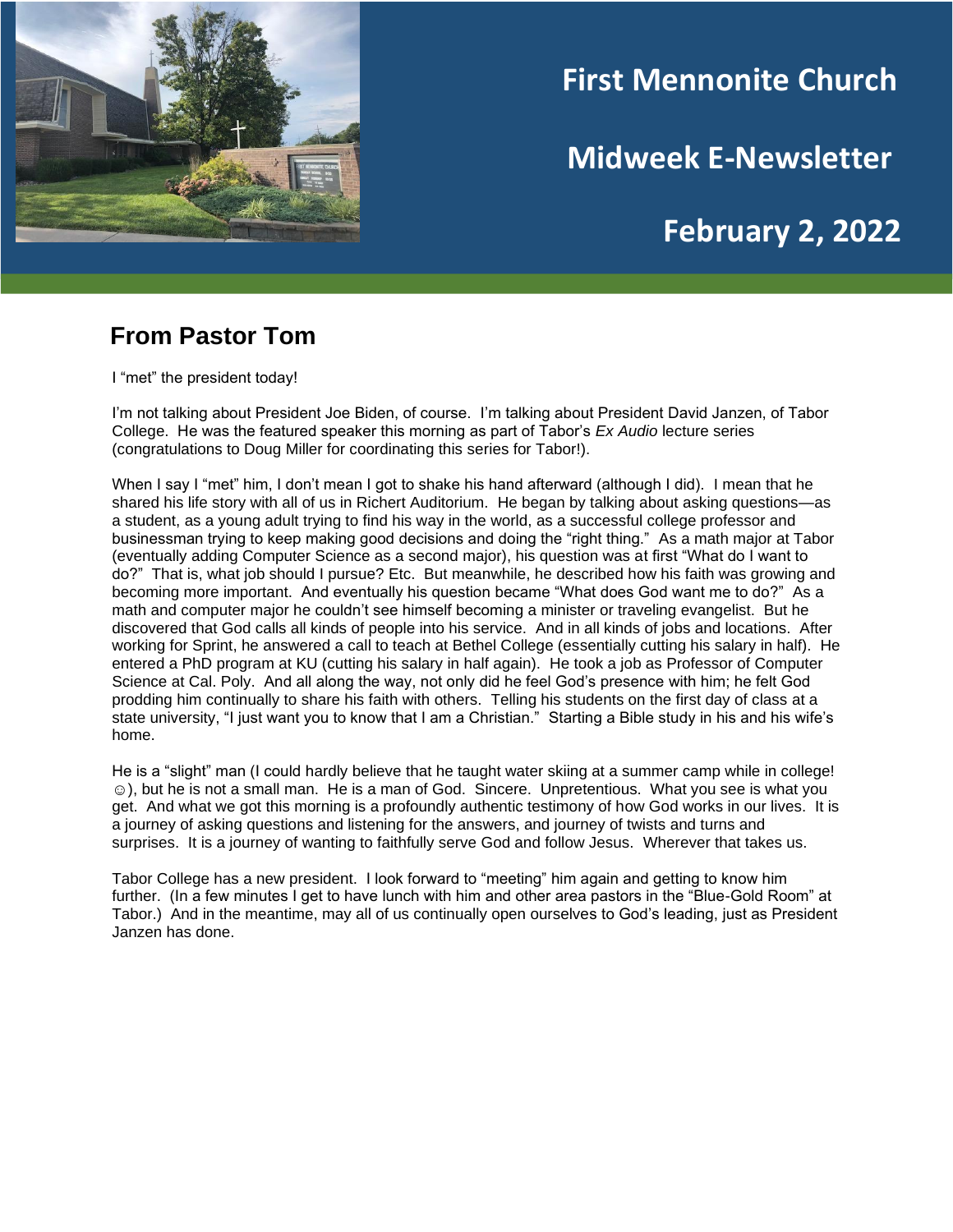# First Mennonite Church

## Midweek E-Newsletter

## February 2, 2022

## From Pastor Tom

I "met" the president today!

I'm not talking about President Joe Biden, of course. I'm talking about President David Janzen, of Tabor College. He was the featured speaker this morning as part of Tabor's *Ex Audio* lecture series (congratulations to Doug Miller for coordinating this series for Tabor!).

When I say I "met" him, I don't mean I got to shake his hand afterward (although I did). I mean that he shared his life story with all of us in Richert Auditorium. He began by talking about asking questions—as a student, as a young adult trying to find his way in the world, as a successful college professor and businessman trying to keep making good decisions and doing the "right thing." As a math major at Tabor (eventually adding Computer Science as a second major), his question was at first "What do I want to do?" That is, what job should I pursue? Etc. But meanwhile, he described how his faith was growing and becoming more important. And eventually his question became "What does God want me to do?" As a math and computer major he couldn't see himself becoming a minister or traveling evangelist. But he discovered that God calls all kinds of people into his service. And in all kinds of jobs and locations. After working for Sprint, he answered a call to teach at Bethel College (essentially cutting his salary in half). He entered a PhD program at KU (cutting his salary in half again). He took a job as Professor of Computer Science at Cal. Poly. And all along the way, not only did he feel God's presence with him; he felt God prodding him continually to share his faith with others. Telling his students on the first day of class at a state university, "I just want you to know that I am a Christian." Starting a Bible study in his and his wife's home.

He is a "slight" man (I could hardly believe that he taught water skiing at a summer camp while in college! ☺), but he is not a small man. He is a man of God. Sincere. Unpretentious. What you see is what you get. And what we got this morning is a profoundly authentic testimony of how God works in our lives. It is a journey of asking questions and listening for the answers, and journey of twists and turns and surprises. It is a journey of wanting to faithfully serve God and follow Jesus. Wherever that takes us.

Tabor College has a new president. I look forward to "meeting" him again and getting to know him further. (In a few minutes I get to have lunch with him and other area pastors in the "Blue-Gold Room" at Tabor.) And in the meantime, may all of us continually open ourselves to God's leading, just as President Janzen has done.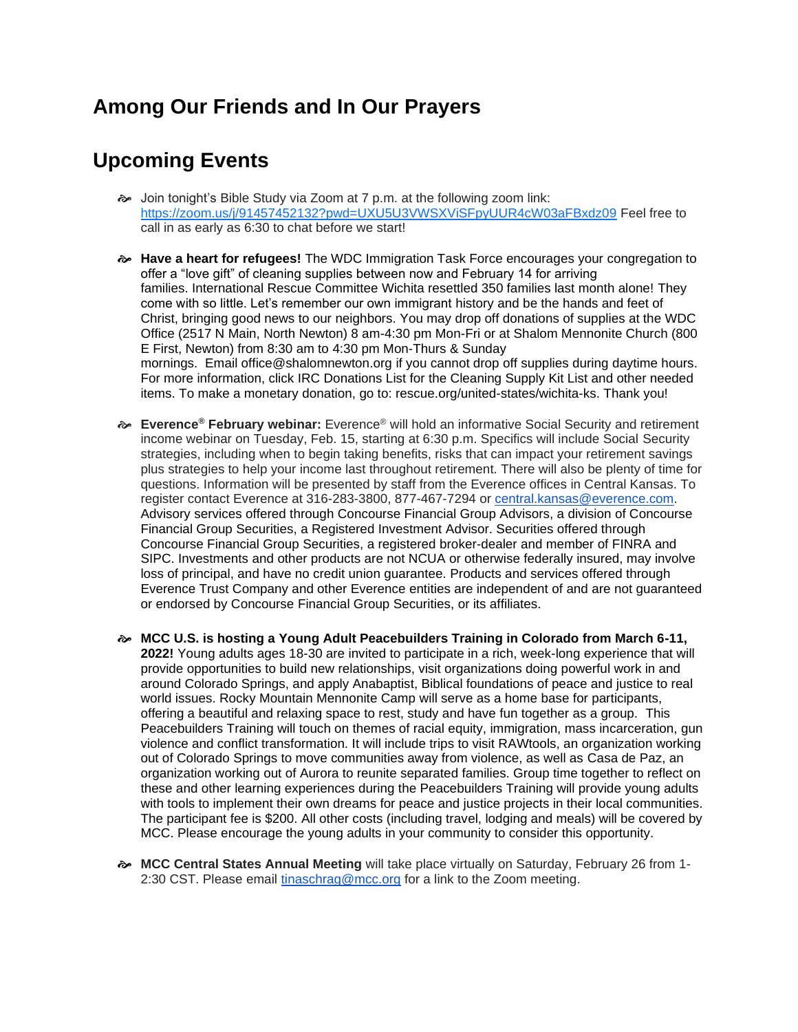## Among Our Friends and In Our Prayers

## Upcoming Events

- Join tonight's Bible Study via Zoom at 7 p.m. at the following zoom link: https://zoom.us/j/91457452132?pwd=UXU5U3VWSXViSFpyUUR4cW03aFBxdz09 Feel free to call in as early as 6:30 to chat before we start!

- **Have a heart for refugees!** The WDC Immigration Task Force encourages your congregation to offer a "love gift" of cleaning supplies between now and February 14 for arriving families. International Rescue Committee Wichita resettled 350 families last month alone! They come with so little. Let's remember our own immigrant history and be the hands and feet of Christ, bringing good news to our neighbors. You may drop off donations of supplies at the WDC Office (2517 N Main, North Newton) 8 am-4:30 pm Mon-Fri or at Shalom Mennonite Church (800 E First, Newton) from 8:30 am to 4:30 pm Mon-Thurs & Sunday mornings. Email office@shalomnewton.org if you cannot drop off supplies during daytime hours. For more information, click IRC Donations List for the Cleaning Supply Kit List and other needed items. To make a monetary donation, go to: rescue.org/united-states/wichita-ks. Thank you!

- **Everence® February webinar:** Everence® will hold an informative Social Security and retirement income webinar on Tuesday, Feb. 15, starting at 6:30 p.m. Specifics will include Social Security strategies, including when to begin taking benefits, risks that can impact your retirement savings plus strategies to help your income last throughout retirement. There will also be plenty of time for questions. Information will be presented by staff from the Everence offices in Central Kansas. To register contact Everence at 316-283-3800, 877-467-7294 or central.kansas@everence.com. Advisory services offered through Concourse Financial Group Advisors, a division of Concourse Financial Group Securities, a Registered Investment Advisor. Securities offered through Concourse Financial Group Securities, a registered broker-dealer and member of FINRA and SIPC. Investments and other products are not NCUA or otherwise federally insured, may involve loss of principal, and have no credit union guarantee. Products and services offered through Everence Trust Company and other Everence entities are independent of and are not guaranteed or endorsed by Concourse Financial Group Securities, or its affiliates.

- **MCC U.S. is hosting a Young Adult Peacebuilders Training in Colorado from March 6-11, 2022!** Young adults ages 18-30 are invited to participate in a rich, week-long experience that will provide opportunities to build new relationships, visit organizations doing powerful work in and around Colorado Springs, and apply Anabaptist, Biblical foundations of peace and justice to real world issues. Rocky Mountain Mennonite Camp will serve as a home base for participants, offering a beautiful and relaxing space to rest, study and have fun together as a group. This Peacebuilders Training will touch on themes of racial equity, immigration, mass incarceration, gun violence and conflict transformation. It will include trips to visit RAWtools, an organization working out of Colorado Springs to move communities away from violence, as well as Casa de Paz, an organization working out of Aurora to reunite separated families. Group time together to reflect on these and other learning experiences during the Peacebuilders Training will provide young adults with tools to implement their own dreams for peace and justice projects in their local communities. The participant fee is $200. All other costs (including travel, lodging and meals) will be covered by MCC. Please encourage the young adults in your community to consider this opportunity.

- **MCC Central States Annual Meeting** will take place virtually on Saturday, February 26 from 1-2:30 CST. Please email tinaschrag@mcc.org for a link to the Zoom meeting.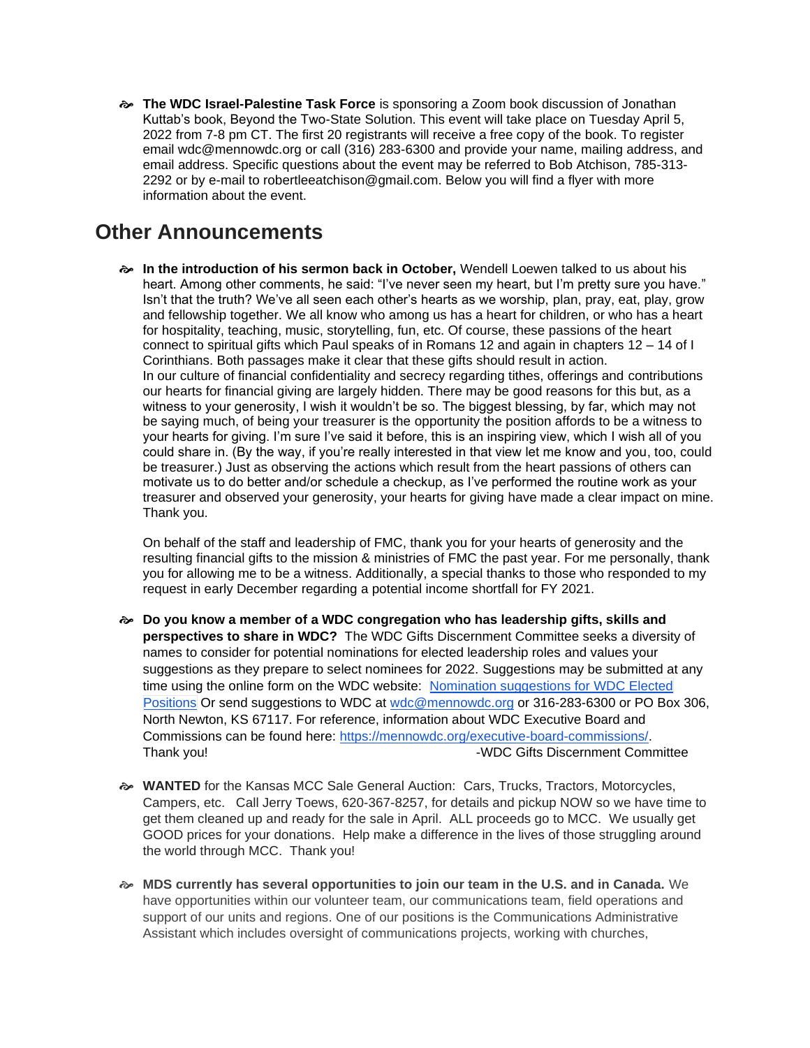- **The WDC Israel-Palestine Task Force** is sponsoring a Zoom book discussion of Jonathan Kuttab's book, Beyond the Two-State Solution. This event will take place on Tuesday April 5, 2022 from 7-8 pm CT. The first 20 registrants will receive a free copy of the book. To register email wdc@mennowdc.org or call (316) 283-6300 and provide your name, mailing address, and email address. Specific questions about the event may be referred to Bob Atchison, 785-313-2292 or by e-mail to robertleeatchison@gmail.com. Below you will find a flyer with more information about the event.

## Other Announcements

- **In the introduction of his sermon back in October,** Wendell Loewen talked to us about his heart. Among other comments, he said: "I've never seen my heart, but I'm pretty sure you have." Isn't that the truth? We've all seen each other's hearts as we worship, plan, pray, eat, play, grow and fellowship together. We all know who among us has a heart for children, or who has a heart for hospitality, teaching, music, storytelling, fun, etc. Of course, these passions of the heart connect to spiritual gifts which Paul speaks of in Romans 12 and again in chapters 12 – 14 of I Corinthians. Both passages make it clear that these gifts should result in action.
  In our culture of financial confidentiality and secrecy regarding tithes, offerings and contributions our hearts for financial giving are largely hidden. There may be good reasons for this but, as a witness to your generosity, I wish it wouldn't be so. The biggest blessing, by far, which may not be saying much, of being your treasurer is the opportunity the position affords to be a witness to your hearts for giving. I'm sure I've said it before, this is an inspiring view, which I wish all of you could share in. (By the way, if you're really interested in that view let me know and you, too, could be treasurer.) Just as observing the actions which result from the heart passions of others can motivate us to do better and/or schedule a checkup, as I've performed the routine work as your treasurer and observed your generosity, your hearts for giving have made a clear impact on mine. Thank you.

  On behalf of the staff and leadership of FMC, thank you for your hearts of generosity and the resulting financial gifts to the mission & ministries of FMC the past year. For me personally, thank you for allowing me to be a witness. Additionally, a special thanks to those who responded to my request in early December regarding a potential income shortfall for FY 2021.

- **Do you know a member of a WDC congregation who has leadership gifts, skills and perspectives to share in WDC?** The WDC Gifts Discernment Committee seeks a diversity of names to consider for potential nominations for elected leadership roles and values your suggestions as they prepare to select nominees for 2022. Suggestions may be submitted at any time using the online form on the WDC website: [Nomination suggestions for WDC Elected Positions] Or send suggestions to WDC at wdc@mennowdc.org or 316-283-6300 or PO Box 306, North Newton, KS 67117. For reference, information about WDC Executive Board and Commissions can be found here: https://mennowdc.org/executive-board-commissions/.
  Thank you! -WDC Gifts Discernment Committee

- **WANTED** for the Kansas MCC Sale General Auction: Cars, Trucks, Tractors, Motorcycles, Campers, etc. Call Jerry Toews, 620-367-8257, for details and pickup NOW so we have time to get them cleaned up and ready for the sale in April. ALL proceeds go to MCC. We usually get GOOD prices for your donations. Help make a difference in the lives of those struggling around the world through MCC. Thank you!

- **MDS currently has several opportunities to join our team in the U.S. and in Canada.** We have opportunities within our volunteer team, our communications team, field operations and support of our units and regions. One of our positions is the Communications Administrative Assistant which includes oversight of communications projects, working with churches,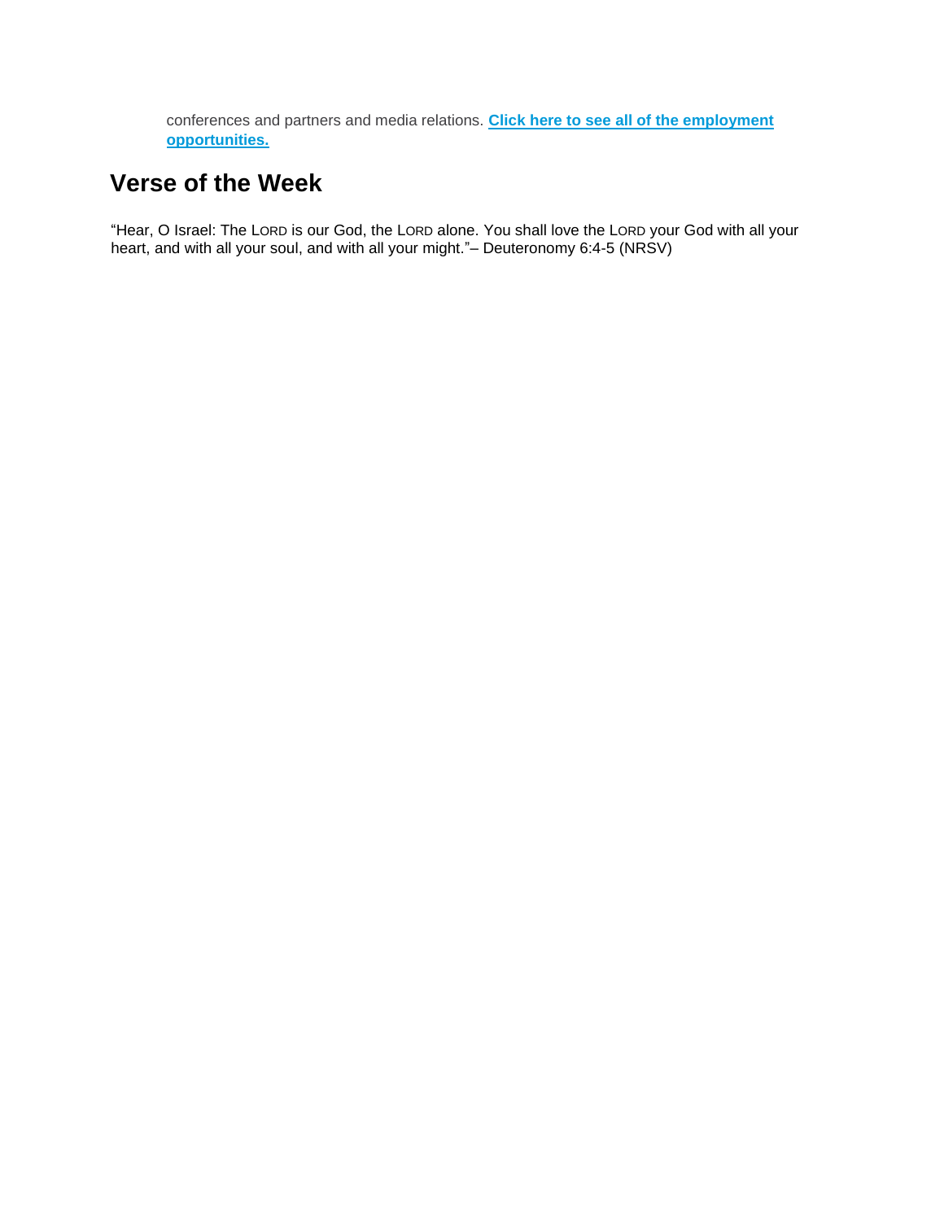conferences and partners and media relations. **Click here to see all of the employment opportunities.**

## Verse of the Week

"Hear, O Israel: The LORD is our God, the LORD alone. You shall love the LORD your God with all your heart, and with all your soul, and with all your might."– Deuteronomy 6:4-5 (NRSV)